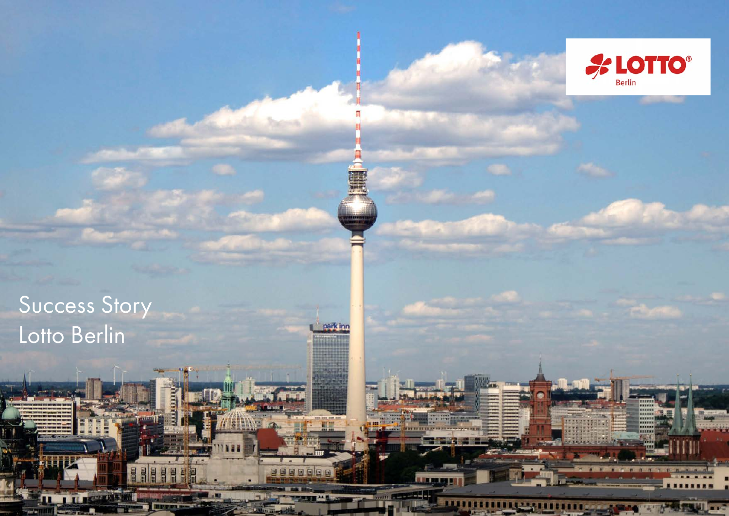# Success Story
# Lotto Berlin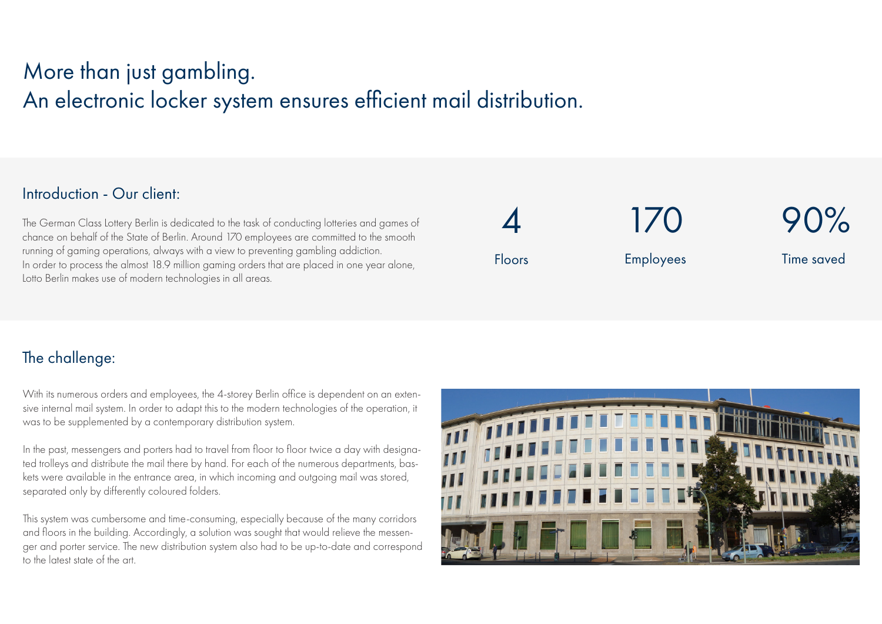# More than just gambling.
# An electronic locker system ensures efficient mail distribution.

## Introduction - Our client:

The German Class Lottery Berlin is dedicated to the task of conducting lotteries and games of chance on behalf of the State of Berlin. Around 170 employees are committed to the smooth running of gaming operations, always with a view to preventing gambling addiction. In order to process the almost 18.9 million gaming orders that are placed in one year alone, Lotto Berlin makes use of modern technologies in all areas.

**4**
Floors

**170**
Employees

**90%**
Time saved

## The challenge:

With its numerous orders and employees, the 4-storey Berlin office is dependent on an extensive internal mail system. In order to adapt this to the modern technologies of the operation, it was to be supplemented by a contemporary distribution system.

In the past, messengers and porters had to travel from floor to floor twice a day with designated trolleys and distribute the mail there by hand. For each of the numerous departments, baskets were available in the entrance area, in which incoming and outgoing mail was stored, separated only by differently coloured folders.

This system was cumbersome and time-consuming, especially because of the many corridors and floors in the building. Accordingly, a solution was sought that would relieve the messenger and porter service. The new distribution system also had to be up-to-date and correspond to the latest state of the art.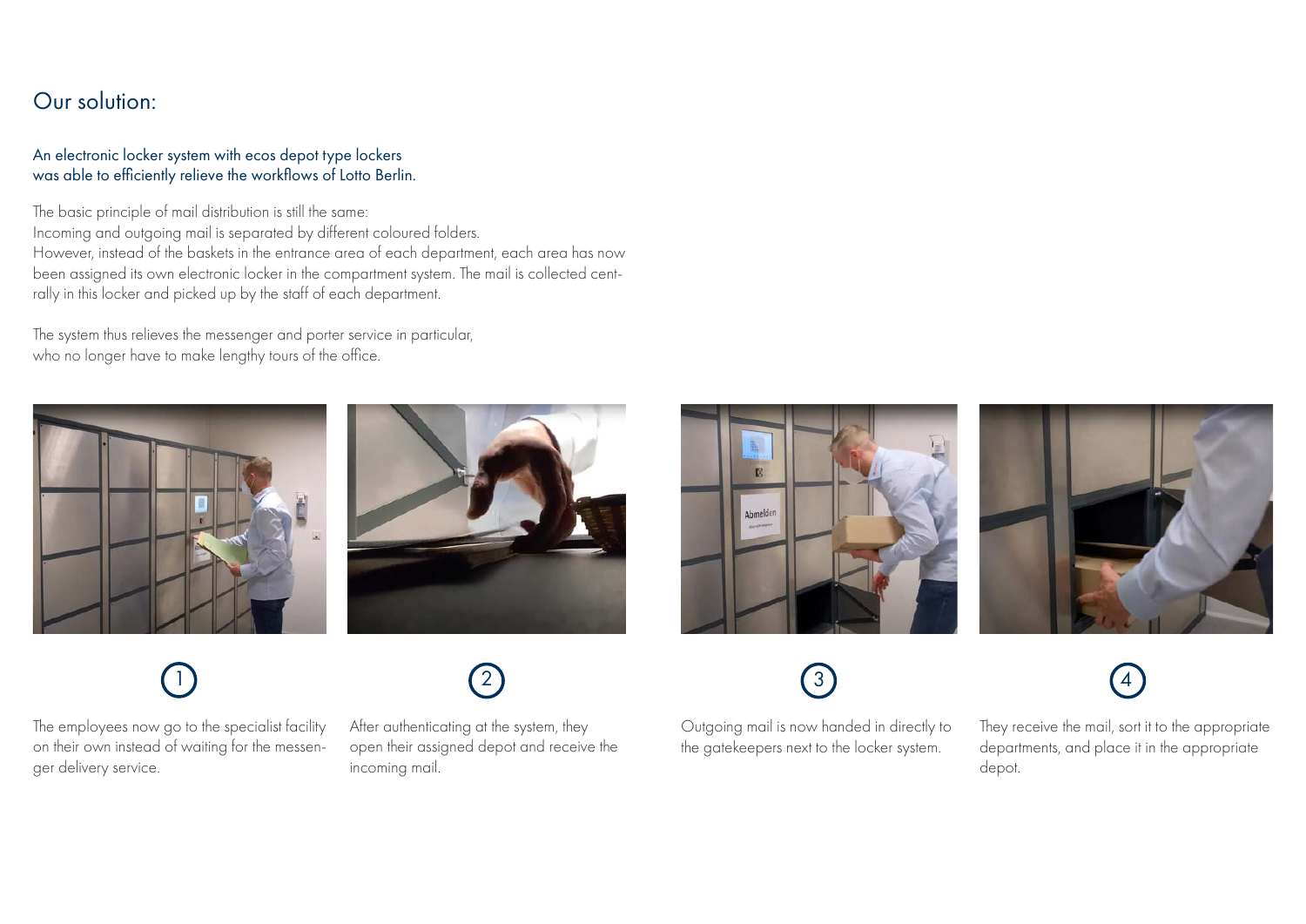## Our solution:

An electronic locker system with ecos depot type lockers was able to efficiently relieve the workflows of Lotto Berlin.

The basic principle of mail distribution is still the same:
Incoming and outgoing mail is separated by different coloured folders.
However, instead of the baskets in the entrance area of each department, each area has now been assigned its own electronic locker in the compartment system. The mail is collected centrally in this locker and picked up by the staff of each department.

The system thus relieves the messenger and porter service in particular, who no longer have to make lengthy tours of the office.

1. The employees now go to the specialist facility on their own instead of waiting for the messenger delivery service.

2. After authenticating at the system, they open their assigned depot and receive the incoming mail.

3. Outgoing mail is now handed in directly to the gatekeepers next to the locker system.

4. They receive the mail, sort it to the appropriate departments, and place it in the appropriate depot.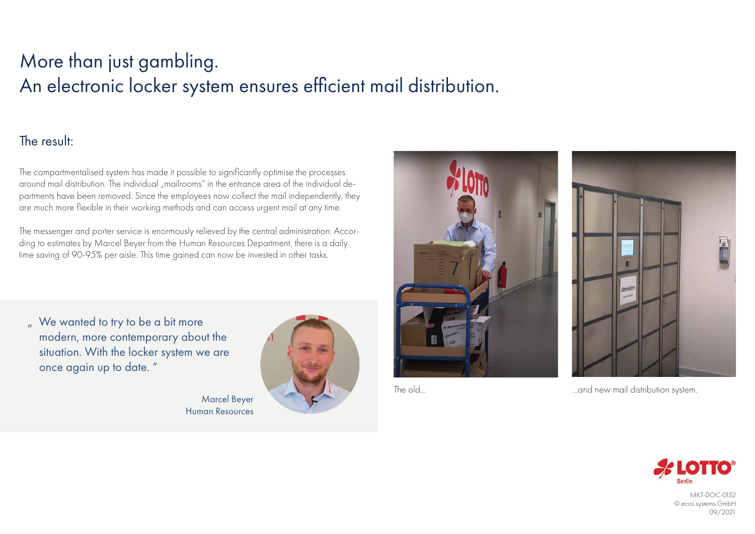# More than just gambling.
# An electronic locker system ensures efficient mail distribution.

## The result:

The compartmentalised system has made it possible to significantly optimise the processes around mail distribution. The individual „mailrooms" in the entrance area of the individual departments have been removed. Since the employees now collect the mail independently, they are much more flexible in their working methods and can access urgent mail at any time.

The messenger and porter service is enormously relieved by the central administration: According to estimates by Marcel Beyer from the Human Resources Department, there is a daily time saving of 90-95% per aisle. This time gained can now be invested in other tasks.

„ We wanted to try to be a bit more modern, more contemporary about the situation. With the locker system we are once again up to date. "

Marcel Beyer
Human Resources

The old...

...and new mail distribution system.

MKT-DOC-0152
© ecos systems GmbH
09/2021